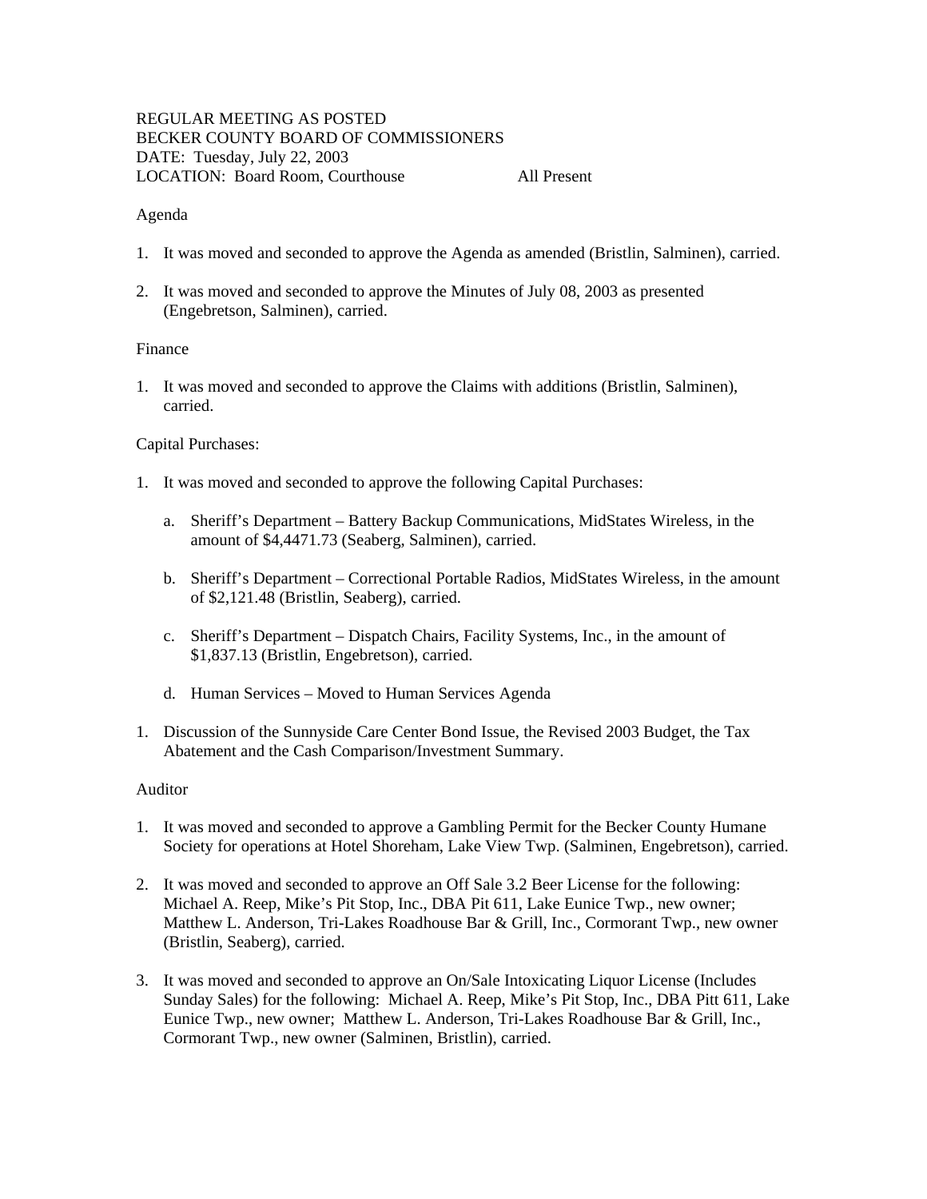REGULAR MEETING AS POSTED
BECKER COUNTY BOARD OF COMMISSIONERS
DATE: Tuesday, July 22, 2003
LOCATION: Board Room, Courthouse All Present

Agenda

1. It was moved and seconded to approve the Agenda as amended (Bristlin, Salminen), carried.

2. It was moved and seconded to approve the Minutes of July 08, 2003 as presented (Engebretson, Salminen), carried.

Finance

1. It was moved and seconded to approve the Claims with additions (Bristlin, Salminen), carried.

Capital Purchases:

1. It was moved and seconded to approve the following Capital Purchases:

   a. Sheriff's Department – Battery Backup Communications, MidStates Wireless, in the amount of $4,4471.73 (Seaberg, Salminen), carried.

   b. Sheriff's Department – Correctional Portable Radios, MidStates Wireless, in the amount of $2,121.48 (Bristlin, Seaberg), carried.

   c. Sheriff's Department – Dispatch Chairs, Facility Systems, Inc., in the amount of $1,837.13 (Bristlin, Engebretson), carried.

   d. Human Services – Moved to Human Services Agenda

1. Discussion of the Sunnyside Care Center Bond Issue, the Revised 2003 Budget, the Tax Abatement and the Cash Comparison/Investment Summary.

Auditor

1. It was moved and seconded to approve a Gambling Permit for the Becker County Humane Society for operations at Hotel Shoreham, Lake View Twp. (Salminen, Engebretson), carried.

2. It was moved and seconded to approve an Off Sale 3.2 Beer License for the following: Michael A. Reep, Mike's Pit Stop, Inc., DBA Pit 611, Lake Eunice Twp., new owner; Matthew L. Anderson, Tri-Lakes Roadhouse Bar & Grill, Inc., Cormorant Twp., new owner (Bristlin, Seaberg), carried.

3. It was moved and seconded to approve an On/Sale Intoxicating Liquor License (Includes Sunday Sales) for the following: Michael A. Reep, Mike's Pit Stop, Inc., DBA Pitt 611, Lake Eunice Twp., new owner; Matthew L. Anderson, Tri-Lakes Roadhouse Bar & Grill, Inc., Cormorant Twp., new owner (Salminen, Bristlin), carried.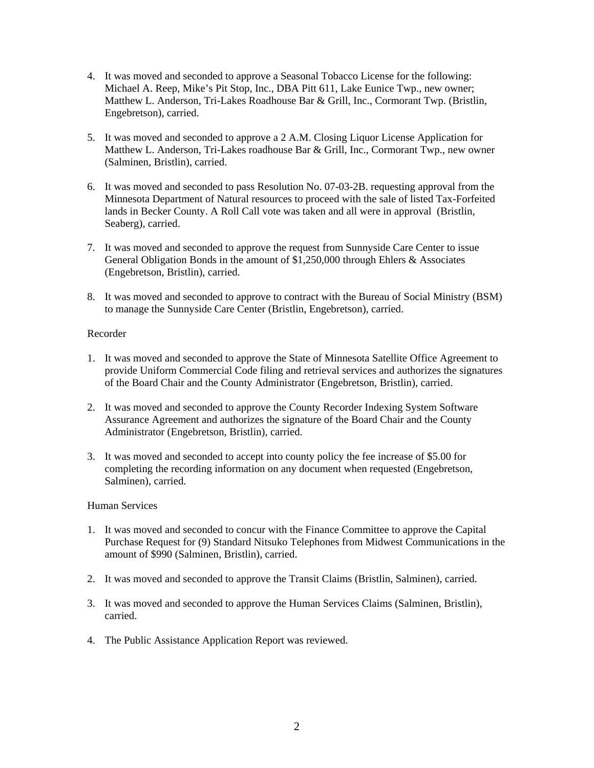4. It was moved and seconded to approve a Seasonal Tobacco License for the following: Michael A. Reep, Mike's Pit Stop, Inc., DBA Pitt 611, Lake Eunice Twp., new owner; Matthew L. Anderson, Tri-Lakes Roadhouse Bar & Grill, Inc., Cormorant Twp. (Bristlin, Engebretson), carried.

5. It was moved and seconded to approve a 2 A.M. Closing Liquor License Application for Matthew L. Anderson, Tri-Lakes roadhouse Bar & Grill, Inc., Cormorant Twp., new owner (Salminen, Bristlin), carried.

6. It was moved and seconded to pass Resolution No. 07-03-2B. requesting approval from the Minnesota Department of Natural resources to proceed with the sale of listed Tax-Forfeited lands in Becker County. A Roll Call vote was taken and all were in approval (Bristlin, Seaberg), carried.

7. It was moved and seconded to approve the request from Sunnyside Care Center to issue General Obligation Bonds in the amount of $1,250,000 through Ehlers & Associates (Engebretson, Bristlin), carried.

8. It was moved and seconded to approve to contract with the Bureau of Social Ministry (BSM) to manage the Sunnyside Care Center (Bristlin, Engebretson), carried.

Recorder

1. It was moved and seconded to approve the State of Minnesota Satellite Office Agreement to provide Uniform Commercial Code filing and retrieval services and authorizes the signatures of the Board Chair and the County Administrator (Engebretson, Bristlin), carried.

2. It was moved and seconded to approve the County Recorder Indexing System Software Assurance Agreement and authorizes the signature of the Board Chair and the County Administrator (Engebretson, Bristlin), carried.

3. It was moved and seconded to accept into county policy the fee increase of $5.00 for completing the recording information on any document when requested (Engebretson, Salminen), carried.

Human Services

1. It was moved and seconded to concur with the Finance Committee to approve the Capital Purchase Request for (9) Standard Nitsuko Telephones from Midwest Communications in the amount of $990 (Salminen, Bristlin), carried.

2. It was moved and seconded to approve the Transit Claims (Bristlin, Salminen), carried.

3. It was moved and seconded to approve the Human Services Claims (Salminen, Bristlin), carried.

4. The Public Assistance Application Report was reviewed.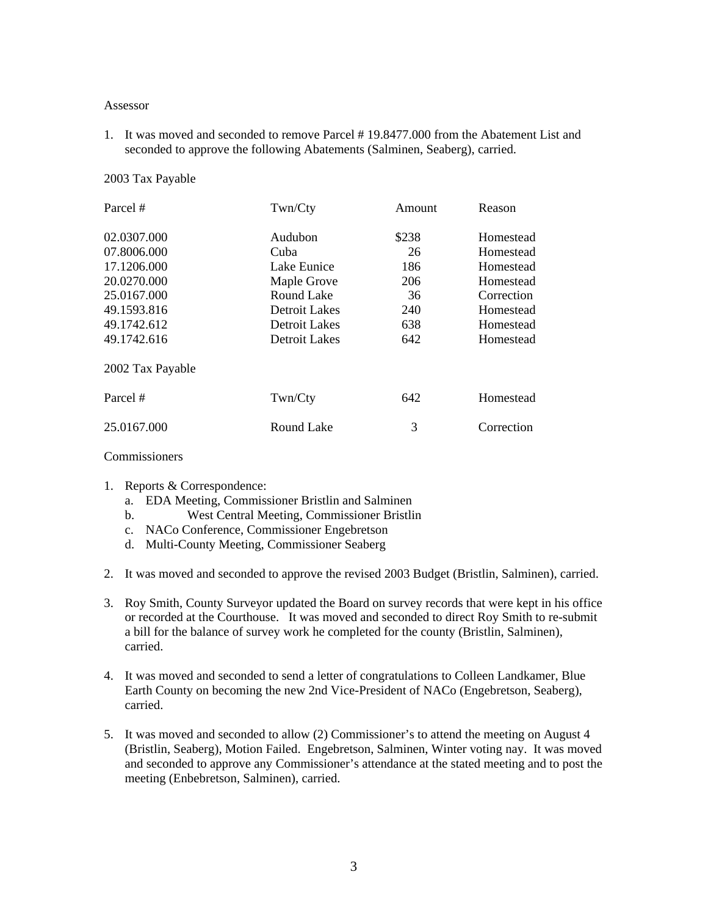Assessor

1. It was moved and seconded to remove Parcel # 19.8477.000 from the Abatement List and seconded to approve the following Abatements (Salminen, Seaberg), carried.

2003 Tax Payable

| Parcel # | Twn/Cty | Amount | Reason |
|---|---|---|---|
| 02.0307.000 | Audubon | $238 | Homestead |
| 07.8006.000 | Cuba | 26 | Homestead |
| 17.1206.000 | Lake Eunice | 186 | Homestead |
| 20.0270.000 | Maple Grove | 206 | Homestead |
| 25.0167.000 | Round Lake | 36 | Correction |
| 49.1593.816 | Detroit Lakes | 240 | Homestead |
| 49.1742.612 | Detroit Lakes | 638 | Homestead |
| 49.1742.616 | Detroit Lakes | 642 | Homestead |

2002 Tax Payable

| Parcel # | Twn/Cty | 642 | Homestead |
|---|---|---|---|
| 25.0167.000 | Round Lake | 3 | Correction |

Commissioners

1. Reports & Correspondence:
   a. EDA Meeting, Commissioner Bristlin and Salminen
   b. West Central Meeting, Commissioner Bristlin
   c. NACo Conference, Commissioner Engebretson
   d. Multi-County Meeting, Commissioner Seaberg

2. It was moved and seconded to approve the revised 2003 Budget (Bristlin, Salminen), carried.

3. Roy Smith, County Surveyor updated the Board on survey records that were kept in his office or recorded at the Courthouse. It was moved and seconded to direct Roy Smith to re-submit a bill for the balance of survey work he completed for the county (Bristlin, Salminen), carried.

4. It was moved and seconded to send a letter of congratulations to Colleen Landkamer, Blue Earth County on becoming the new 2nd Vice-President of NACo (Engebretson, Seaberg), carried.

5. It was moved and seconded to allow (2) Commissioner's to attend the meeting on August 4 (Bristlin, Seaberg), Motion Failed. Engebretson, Salminen, Winter voting nay. It was moved and seconded to approve any Commissioner's attendance at the stated meeting and to post the meeting (Enbebretson, Salminen), carried.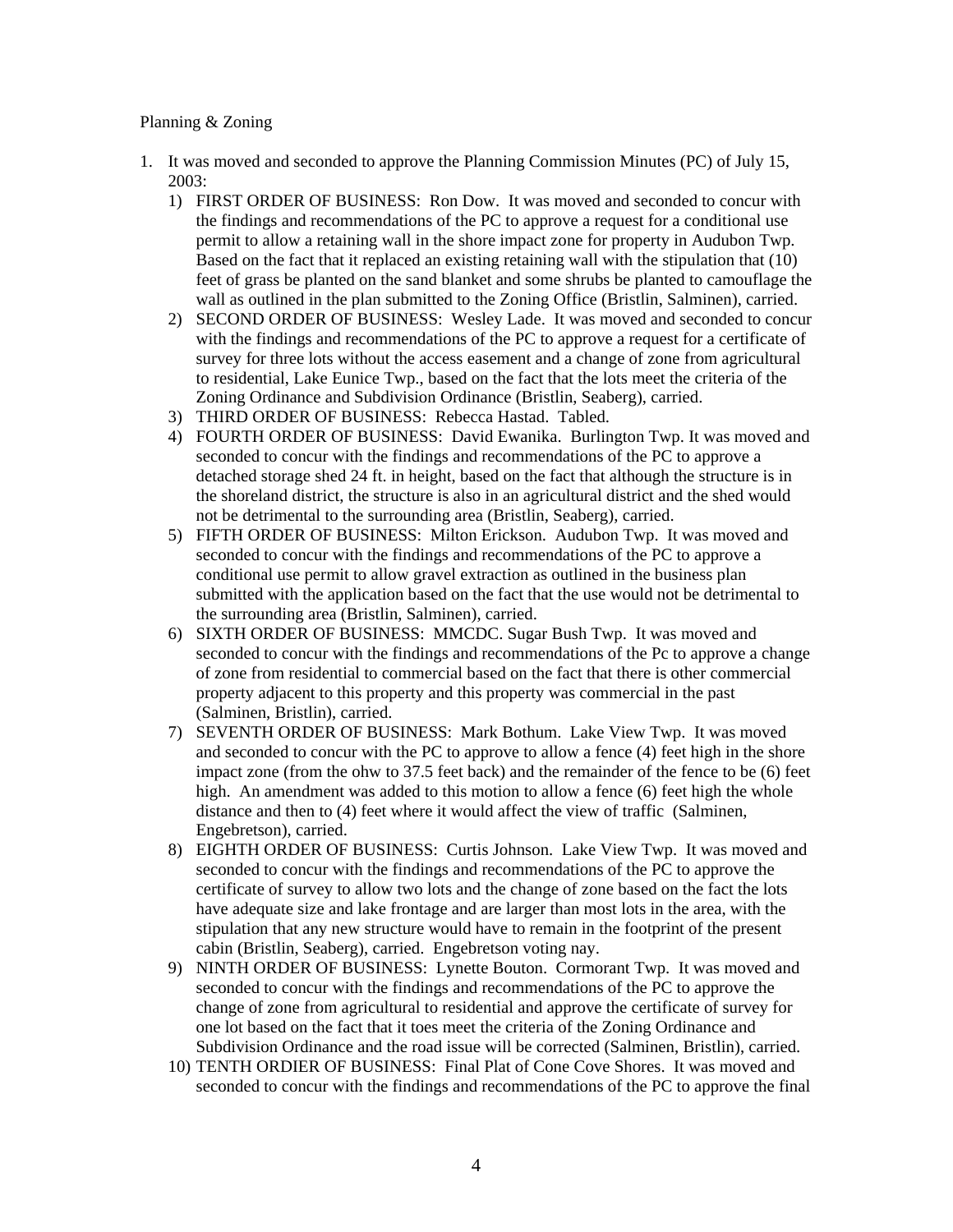Planning & Zoning

1. It was moved and seconded to approve the Planning Commission Minutes (PC) of July 15, 2003:
   1) FIRST ORDER OF BUSINESS: Ron Dow. It was moved and seconded to concur with the findings and recommendations of the PC to approve a request for a conditional use permit to allow a retaining wall in the shore impact zone for property in Audubon Twp. Based on the fact that it replaced an existing retaining wall with the stipulation that (10) feet of grass be planted on the sand blanket and some shrubs be planted to camouflage the wall as outlined in the plan submitted to the Zoning Office (Bristlin, Salminen), carried.
   2) SECOND ORDER OF BUSINESS: Wesley Lade. It was moved and seconded to concur with the findings and recommendations of the PC to approve a request for a certificate of survey for three lots without the access easement and a change of zone from agricultural to residential, Lake Eunice Twp., based on the fact that the lots meet the criteria of the Zoning Ordinance and Subdivision Ordinance (Bristlin, Seaberg), carried.
   3) THIRD ORDER OF BUSINESS: Rebecca Hastad. Tabled.
   4) FOURTH ORDER OF BUSINESS: David Ewanika. Burlington Twp. It was moved and seconded to concur with the findings and recommendations of the PC to approve a detached storage shed 24 ft. in height, based on the fact that although the structure is in the shoreland district, the structure is also in an agricultural district and the shed would not be detrimental to the surrounding area (Bristlin, Seaberg), carried.
   5) FIFTH ORDER OF BUSINESS: Milton Erickson. Audubon Twp. It was moved and seconded to concur with the findings and recommendations of the PC to approve a conditional use permit to allow gravel extraction as outlined in the business plan submitted with the application based on the fact that the use would not be detrimental to the surrounding area (Bristlin, Salminen), carried.
   6) SIXTH ORDER OF BUSINESS: MMCDC. Sugar Bush Twp. It was moved and seconded to concur with the findings and recommendations of the Pc to approve a change of zone from residential to commercial based on the fact that there is other commercial property adjacent to this property and this property was commercial in the past (Salminen, Bristlin), carried.
   7) SEVENTH ORDER OF BUSINESS: Mark Bothum. Lake View Twp. It was moved and seconded to concur with the PC to approve to allow a fence (4) feet high in the shore impact zone (from the ohw to 37.5 feet back) and the remainder of the fence to be (6) feet high. An amendment was added to this motion to allow a fence (6) feet high the whole distance and then to (4) feet where it would affect the view of traffic (Salminen, Engebretson), carried.
   8) EIGHTH ORDER OF BUSINESS: Curtis Johnson. Lake View Twp. It was moved and seconded to concur with the findings and recommendations of the PC to approve the certificate of survey to allow two lots and the change of zone based on the fact the lots have adequate size and lake frontage and are larger than most lots in the area, with the stipulation that any new structure would have to remain in the footprint of the present cabin (Bristlin, Seaberg), carried. Engebretson voting nay.
   9) NINTH ORDER OF BUSINESS: Lynette Bouton. Cormorant Twp. It was moved and seconded to concur with the findings and recommendations of the PC to approve the change of zone from agricultural to residential and approve the certificate of survey for one lot based on the fact that it toes meet the criteria of the Zoning Ordinance and Subdivision Ordinance and the road issue will be corrected (Salminen, Bristlin), carried.
   10) TENTH ORDIER OF BUSINESS: Final Plat of Cone Cove Shores. It was moved and seconded to concur with the findings and recommendations of the PC to approve the final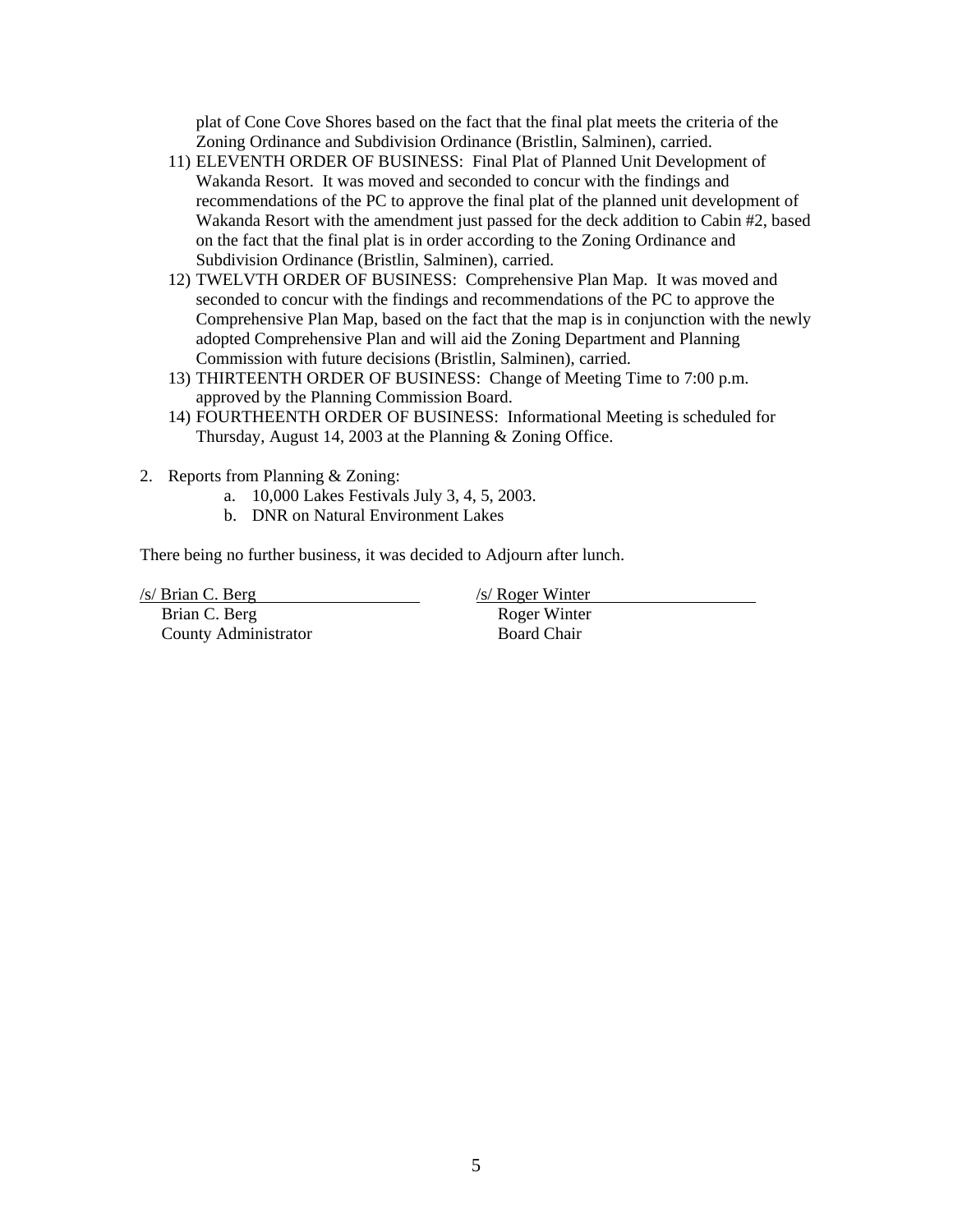plat of Cone Cove Shores based on the fact that the final plat meets the criteria of the Zoning Ordinance and Subdivision Ordinance (Bristlin, Salminen), carried.

11) ELEVENTH ORDER OF BUSINESS: Final Plat of Planned Unit Development of Wakanda Resort. It was moved and seconded to concur with the findings and recommendations of the PC to approve the final plat of the planned unit development of Wakanda Resort with the amendment just passed for the deck addition to Cabin #2, based on the fact that the final plat is in order according to the Zoning Ordinance and Subdivision Ordinance (Bristlin, Salminen), carried.
12) TWELVTH ORDER OF BUSINESS: Comprehensive Plan Map. It was moved and seconded to concur with the findings and recommendations of the PC to approve the Comprehensive Plan Map, based on the fact that the map is in conjunction with the newly adopted Comprehensive Plan and will aid the Zoning Department and Planning Commission with future decisions (Bristlin, Salminen), carried.
13) THIRTEENTH ORDER OF BUSINESS: Change of Meeting Time to 7:00 p.m. approved by the Planning Commission Board.
14) FOURTHEENTH ORDER OF BUSINESS: Informational Meeting is scheduled for Thursday, August 14, 2003 at the Planning & Zoning Office.

2. Reports from Planning & Zoning:
   a. 10,000 Lakes Festivals July 3, 4, 5, 2003.
   b. DNR on Natural Environment Lakes

There being no further business, it was decided to Adjourn after lunch.

/s/ Brian C. Berg
Brian C. Berg
County Administrator

/s/ Roger Winter
Roger Winter
Board Chair